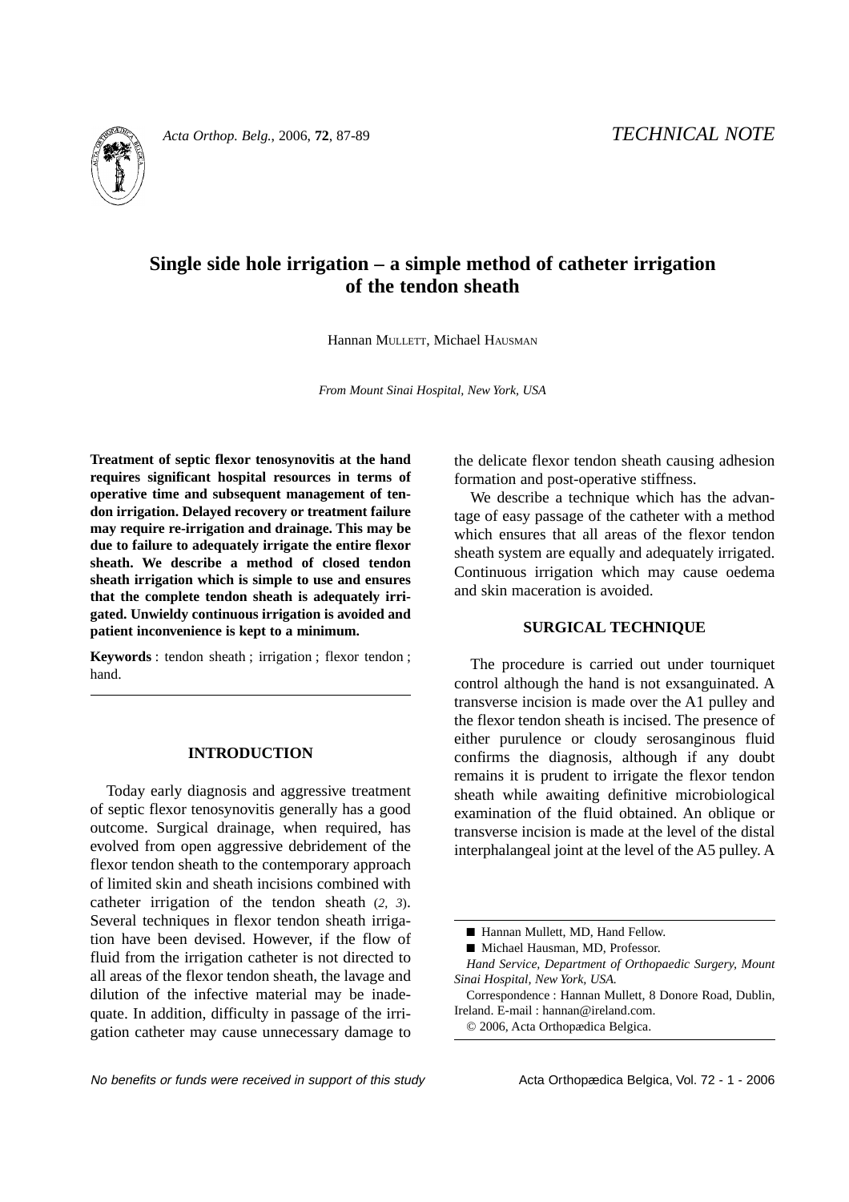TECHNICAL NOTE

# Single side hole irrigation – a simple method of catheter irrigation of the tendon sheath

Hannan MULLETT, Michael HAUSMAN

*From Mount Sinai Hospital, New York, USA*

**Treatment of septic flexor tenosynovitis at the hand requires significant hospital resources in terms of operative time and subsequent management of tendon irrigation. Delayed recovery or treatment failure may require re-irrigation and drainage. This may be due to failure to adequately irrigate the entire flexor sheath. We describe a method of closed tendon sheath irrigation which is simple to use and ensures that the complete tendon sheath is adequately irrigated. Unwieldy continuous irrigation is avoided and patient inconvenience is kept to a minimum.**

**Keywords** : tendon sheath ; irrigation ; flexor tendon ; hand.

## INTRODUCTION

Today early diagnosis and aggressive treatment of septic flexor tenosynovitis generally has a good outcome. Surgical drainage, when required, has evolved from open aggressive debridement of the flexor tendon sheath to the contemporary approach of limited skin and sheath incisions combined with catheter irrigation of the tendon sheath (*2, 3*). Several techniques in flexor tendon sheath irrigation have been devised. However, if the flow of fluid from the irrigation catheter is not directed to all areas of the flexor tendon sheath, the lavage and dilution of the infective material may be inadequate. In addition, difficulty in passage of the irrigation catheter may cause unnecessary damage to the delicate flexor tendon sheath causing adhesion formation and post-operative stiffness.

We describe a technique which has the advantage of easy passage of the catheter with a method which ensures that all areas of the flexor tendon sheath system are equally and adequately irrigated. Continuous irrigation which may cause oedema and skin maceration is avoided.

## SURGICAL TECHNIQUE

The procedure is carried out under tourniquet control although the hand is not exsanguinated. A transverse incision is made over the A1 pulley and the flexor tendon sheath is incised. The presence of either purulence or cloudy serosanginous fluid confirms the diagnosis, although if any doubt remains it is prudent to irrigate the flexor tendon sheath while awaiting definitive microbiological examination of the fluid obtained. An oblique or transverse incision is made at the level of the distal interphalangeal joint at the level of the A5 pulley. A

---

■ Hannan Mullett, MD, Hand Fellow.

■ Michael Hausman, MD, Professor.

*Hand Service, Department of Orthopaedic Surgery, Mount Sinai Hospital, New York, USA.*

Correspondence : Hannan Mullett, 8 Donore Road, Dublin, Ireland. E-mail : hannan@ireland.com.

© 2006, Acta Orthopædica Belgica.

*No benefits or funds were received in support of this study*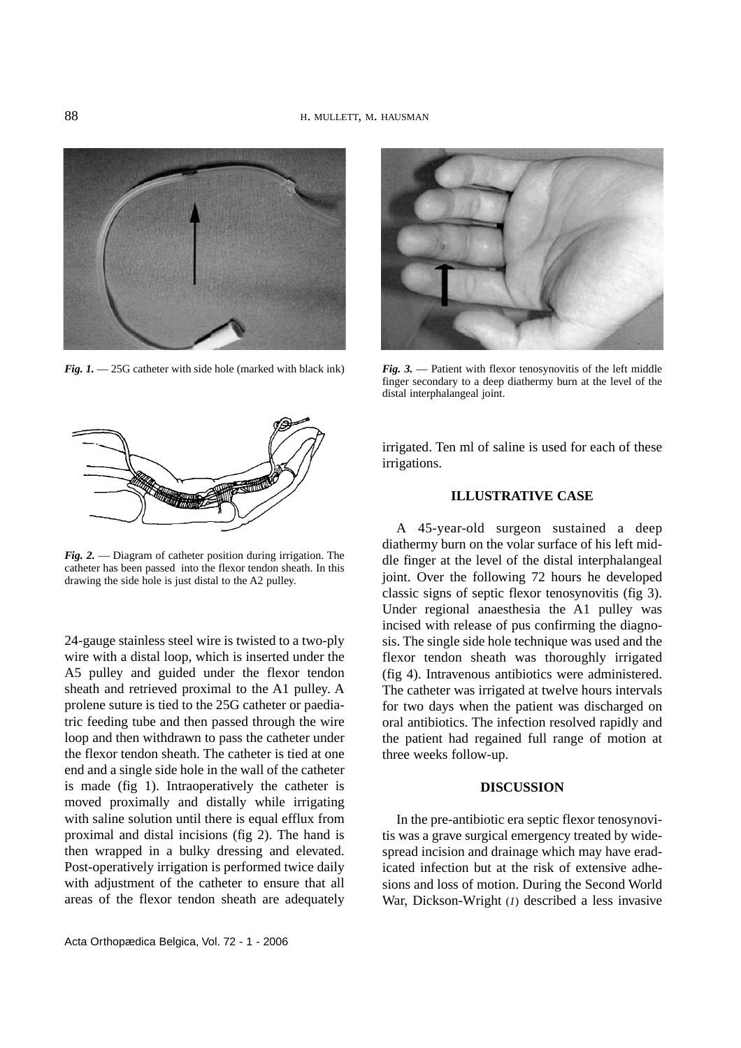*Fig. 1.* — 25G catheter with side hole (marked with black ink)

*Fig. 2.* — Diagram of catheter position during irrigation. The catheter has been passed into the flexor tendon sheath. In this drawing the side hole is just distal to the A2 pulley.

24-gauge stainless steel wire is twisted to a two-ply wire with a distal loop, which is inserted under the A5 pulley and guided under the flexor tendon sheath and retrieved proximal to the A1 pulley. A prolene suture is tied to the 25G catheter or paediatric feeding tube and then passed through the wire loop and then withdrawn to pass the catheter under the flexor tendon sheath. The catheter is tied at one end and a single side hole in the wall of the catheter is made (fig 1). Intraoperatively the catheter is moved proximally and distally while irrigating with saline solution until there is equal efflux from proximal and distal incisions (fig 2). The hand is then wrapped in a bulky dressing and elevated. Post-operatively irrigation is performed twice daily with adjustment of the catheter to ensure that all areas of the flexor tendon sheath are adequately irrigated. Ten ml of saline is used for each of these irrigations.

*Fig. 3.* — Patient with flexor tenosynovitis of the left middle finger secondary to a deep diathermy burn at the level of the distal interphalangeal joint.

## ILLUSTRATIVE CASE

A 45-year-old surgeon sustained a deep diathermy burn on the volar surface of his left middle finger at the level of the distal interphalangeal joint. Over the following 72 hours he developed classic signs of septic flexor tenosynovitis (fig 3). Under regional anaesthesia the A1 pulley was incised with release of pus confirming the diagnosis. The single side hole technique was used and the flexor tendon sheath was thoroughly irrigated (fig 4). Intravenous antibiotics were administered. The catheter was irrigated at twelve hours intervals for two days when the patient was discharged on oral antibiotics. The infection resolved rapidly and the patient had regained full range of motion at three weeks follow-up.

## DISCUSSION

In the pre-antibiotic era septic flexor tenosynovitis was a grave surgical emergency treated by widespread incision and drainage which may have eradicated infection but at the risk of extensive adhesions and loss of motion. During the Second World War, Dickson-Wright (*1*) described a less invasive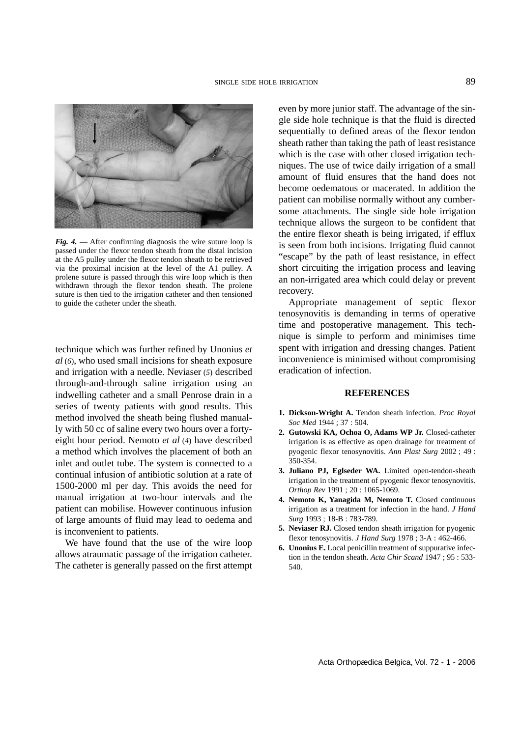*Fig. 4.* — After confirming diagnosis the wire suture loop is passed under the flexor tendon sheath from the distal incision at the A5 pulley under the flexor tendon sheath to be retrieved via the proximal incision at the level of the A1 pulley. A prolene suture is passed through this wire loop which is then withdrawn through the flexor tendon sheath. The prolene suture is then tied to the irrigation catheter and then tensioned to guide the catheter under the sheath.

technique which was further refined by Unonius *et al* (6), who used small incisions for sheath exposure and irrigation with a needle. Neviaser (5) described through-and-through saline irrigation using an indwelling catheter and a small Penrose drain in a series of twenty patients with good results. This method involved the sheath being flushed manually with 50 cc of saline every two hours over a forty-eight hour period. Nemoto *et al* (4) have described a method which involves the placement of both an inlet and outlet tube. The system is connected to a continual infusion of antibiotic solution at a rate of 1500-2000 ml per day. This avoids the need for manual irrigation at two-hour intervals and the patient can mobilise. However continuous infusion of large amounts of fluid may lead to oedema and is inconvenient to patients.

We have found that the use of the wire loop allows atraumatic passage of the irrigation catheter. The catheter is generally passed on the first attempt even by more junior staff. The advantage of the single side hole technique is that the fluid is directed sequentially to defined areas of the flexor tendon sheath rather than taking the path of least resistance which is the case with other closed irrigation techniques. The use of twice daily irrigation of a small amount of fluid ensures that the hand does not become oedematous or macerated. In addition the patient can mobilise normally without any cumbersome attachments. The single side hole irrigation technique allows the surgeon to be confident that the entire flexor sheath is being irrigated, if efflux is seen from both incisions. Irrigating fluid cannot "escape" by the path of least resistance, in effect short circuiting the irrigation process and leaving an non-irrigated area which could delay or prevent recovery.

Appropriate management of septic flexor tenosynovitis is demanding in terms of operative time and postoperative management. This technique is simple to perform and minimises time spent with irrigation and dressing changes. Patient inconvenience is minimised without compromising eradication of infection.

## REFERENCES

1. **Dickson-Wright A.** Tendon sheath infection. *Proc Royal Soc Med* 1944 ; 37 : 504.
2. **Gutowski KA, Ochoa O, Adams WP Jr.** Closed-catheter irrigation is as effective as open drainage for treatment of pyogenic flexor tenosynovitis. *Ann Plast Surg* 2002 ; 49 : 350-354.
3. **Juliano PJ, Eglseder WA.** Limited open-tendon-sheath irrigation in the treatment of pyogenic flexor tenosynovitis. *Orthop Rev* 1991 ; 20 : 1065-1069.
4. **Nemoto K, Yanagida M, Nemoto T.** Closed continuous irrigation as a treatment for infection in the hand. *J Hand Surg* 1993 ; 18-B : 783-789.
5. **Neviaser RJ.** Closed tendon sheath irrigation for pyogenic flexor tenosynovitis. *J Hand Surg* 1978 ; 3-A : 462-466.
6. **Unonius E.** Local penicillin treatment of suppurative infection in the tendon sheath. *Acta Chir Scand* 1947 ; 95 : 533-540.